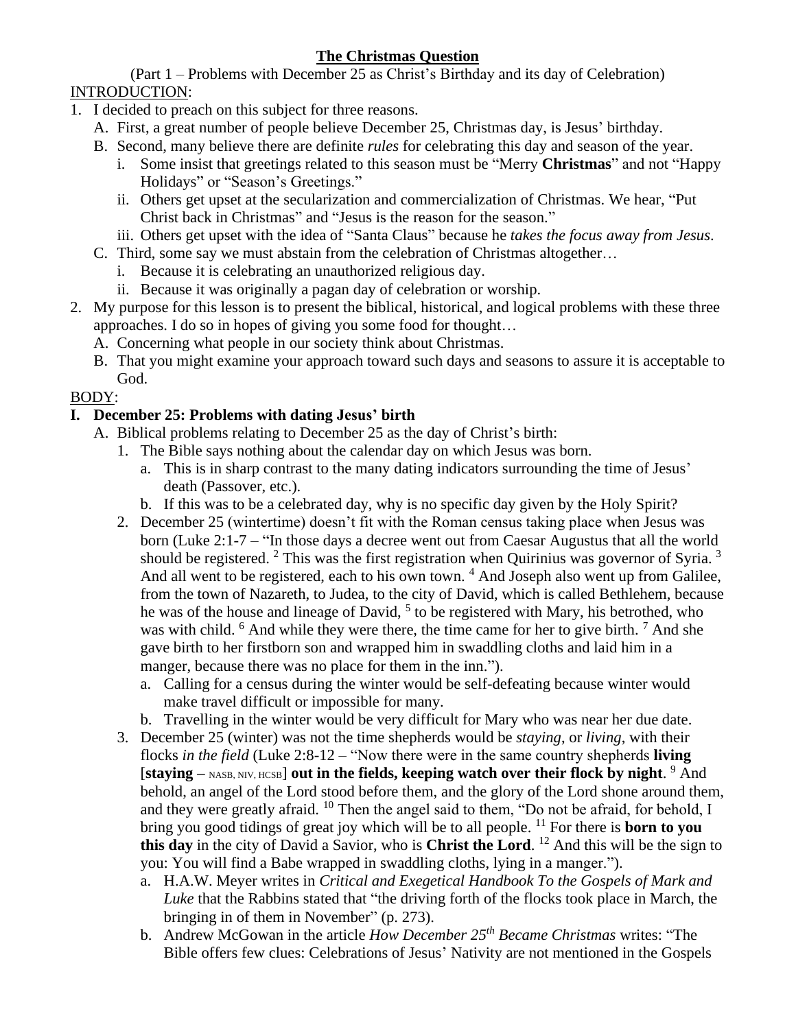# The Christmas Question

(Part 1 – Problems with December 25 as Christ's Birthday and its day of Celebration)

INTRODUCTION:

1. I decided to preach on this subject for three reasons.
   A. First, a great number of people believe December 25, Christmas day, is Jesus' birthday.
   B. Second, many believe there are definite *rules* for celebrating this day and season of the year.
      i. Some insist that greetings related to this season must be "Merry **Christmas**" and not "Happy Holidays" or "Season's Greetings."
      ii. Others get upset at the secularization and commercialization of Christmas. We hear, "Put Christ back in Christmas" and "Jesus is the reason for the season."
      iii. Others get upset with the idea of "Santa Claus" because he *takes the focus away from Jesus*.
   C. Third, some say we must abstain from the celebration of Christmas altogether…
      i. Because it is celebrating an unauthorized religious day.
      ii. Because it was originally a pagan day of celebration or worship.
2. My purpose for this lesson is to present the biblical, historical, and logical problems with these three approaches. I do so in hopes of giving you some food for thought…
   A. Concerning what people in our society think about Christmas.
   B. That you might examine your approach toward such days and seasons to assure it is acceptable to God.

BODY:

## I. December 25: Problems with dating Jesus' birth

A. Biblical problems relating to December 25 as the day of Christ's birth:
   1. The Bible says nothing about the calendar day on which Jesus was born.
      a. This is in sharp contrast to the many dating indicators surrounding the time of Jesus' death (Passover, etc.).
      b. If this was to be a celebrated day, why is no specific day given by the Holy Spirit?
   2. December 25 (wintertime) doesn't fit with the Roman census taking place when Jesus was born (Luke 2:1-7 – "In those days a decree went out from Caesar Augustus that all the world should be registered. [2] This was the first registration when Quirinius was governor of Syria. [3] And all went to be registered, each to his own town. [4] And Joseph also went up from Galilee, from the town of Nazareth, to Judea, to the city of David, which is called Bethlehem, because he was of the house and lineage of David, [5] to be registered with Mary, his betrothed, who was with child. [6] And while they were there, the time came for her to give birth. [7] And she gave birth to her firstborn son and wrapped him in swaddling cloths and laid him in a manger, because there was no place for them in the inn.").
      a. Calling for a census during the winter would be self-defeating because winter would make travel difficult or impossible for many.
      b. Travelling in the winter would be very difficult for Mary who was near her due date.
   3. December 25 (winter) was not the time shepherds would be *staying*, or *living*, with their flocks *in the field* (Luke 2:8-12 – "Now there were in the same country shepherds **living** [**staying** – NASB, NIV, HCSB] **out in the fields, keeping watch over their flock by night**. [9] And behold, an angel of the Lord stood before them, and the glory of the Lord shone around them, and they were greatly afraid. [10] Then the angel said to them, "Do not be afraid, for behold, I bring you good tidings of great joy which will be to all people. [11] For there is **born to you this day** in the city of David a Savior, who is **Christ the Lord**. [12] And this will be the sign to you: You will find a Babe wrapped in swaddling cloths, lying in a manger.").
      a. H.A.W. Meyer writes in *Critical and Exegetical Handbook To the Gospels of Mark and Luke* that the Rabbins stated that "the driving forth of the flocks took place in March, the bringing in of them in November" (p. 273).
      b. Andrew McGowan in the article *How December 25th Became Christmas* writes: "The Bible offers few clues: Celebrations of Jesus' Nativity are not mentioned in the Gospels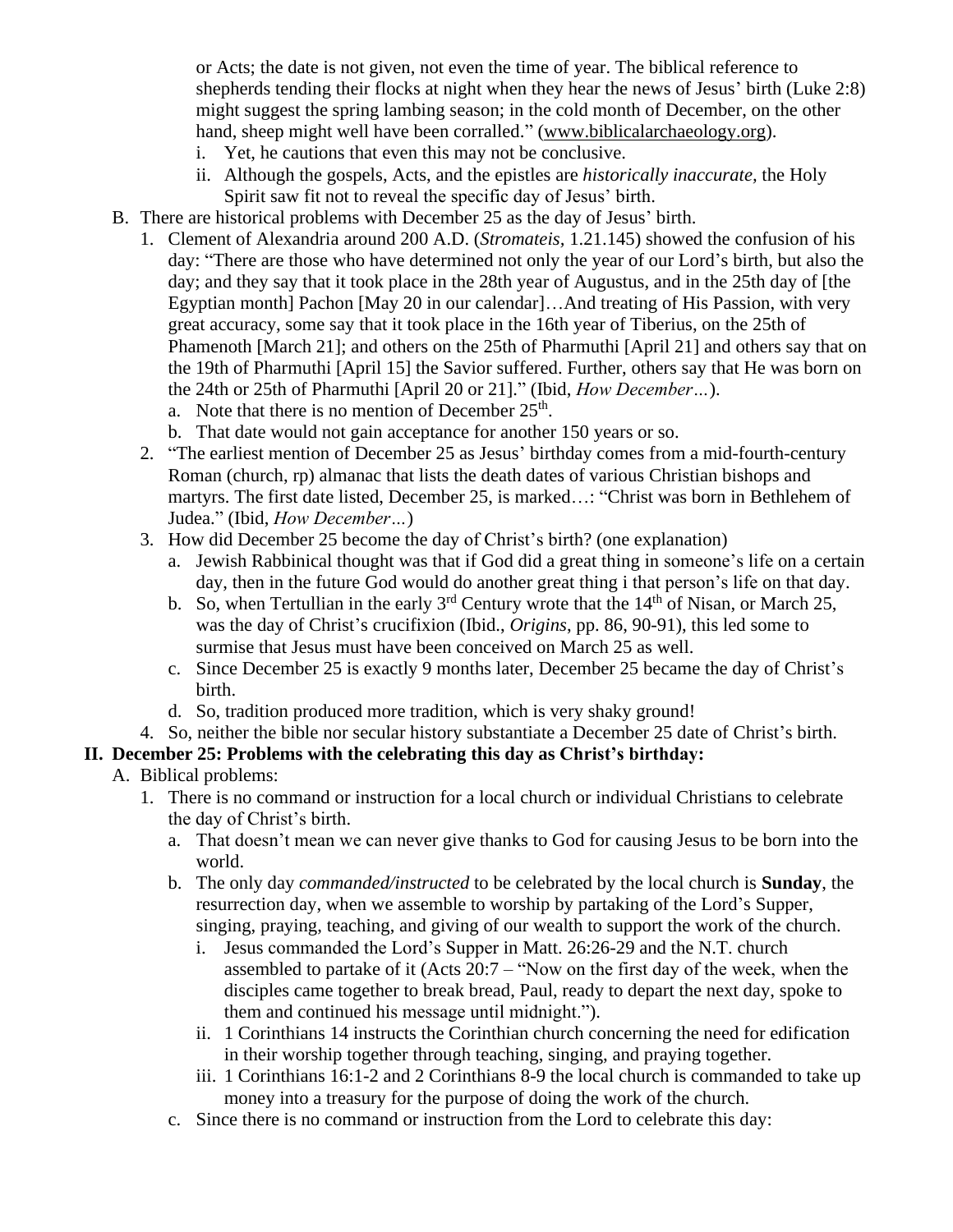or Acts; the date is not given, not even the time of year. The biblical reference to shepherds tending their flocks at night when they hear the news of Jesus' birth (Luke 2:8) might suggest the spring lambing season; in the cold month of December, on the other hand, sheep might well have been corralled." (www.biblicalarchaeology.org).

   i. Yet, he cautions that even this may not be conclusive.
   ii. Although the gospels, Acts, and the epistles are *historically inaccurate*, the Holy Spirit saw fit not to reveal the specific day of Jesus' birth.

B. There are historical problems with December 25 as the day of Jesus' birth.

1. Clement of Alexandria around 200 A.D. (*Stromateis*, 1.21.145) showed the confusion of his day: "There are those who have determined not only the year of our Lord's birth, but also the day; and they say that it took place in the 28th year of Augustus, and in the 25th day of [the Egyptian month] Pachon [May 20 in our calendar]…And treating of His Passion, with very great accuracy, some say that it took place in the 16th year of Tiberius, on the 25th of Phamenoth [March 21]; and others on the 25th of Pharmuthi [April 21] and others say that on the 19th of Pharmuthi [April 15] the Savior suffered. Further, others say that He was born on the 24th or 25th of Pharmuthi [April 20 or 21]." (Ibid, *How December…*).
   a. Note that there is no mention of December 25th.
   b. That date would not gain acceptance for another 150 years or so.
2. "The earliest mention of December 25 as Jesus' birthday comes from a mid-fourth-century Roman (church, rp) almanac that lists the death dates of various Christian bishops and martyrs. The first date listed, December 25, is marked…: "Christ was born in Bethlehem of Judea." (Ibid, *How December…*)
3. How did December 25 become the day of Christ's birth? (one explanation)
   a. Jewish Rabbinical thought was that if God did a great thing in someone's life on a certain day, then in the future God would do another great thing i that person's life on that day.
   b. So, when Tertullian in the early 3rd Century wrote that the 14th of Nisan, or March 25, was the day of Christ's crucifixion (Ibid., *Origins*, pp. 86, 90-91), this led some to surmise that Jesus must have been conceived on March 25 as well.
   c. Since December 25 is exactly 9 months later, December 25 became the day of Christ's birth.
   d. So, tradition produced more tradition, which is very shaky ground!
4. So, neither the bible nor secular history substantiate a December 25 date of Christ's birth.

## II. December 25: Problems with the celebrating this day as Christ's birthday:

A. Biblical problems:

1. There is no command or instruction for a local church or individual Christians to celebrate the day of Christ's birth.
   a. That doesn't mean we can never give thanks to God for causing Jesus to be born into the world.
   b. The only day *commanded/instructed* to be celebrated by the local church is **Sunday**, the resurrection day, when we assemble to worship by partaking of the Lord's Supper, singing, praying, teaching, and giving of our wealth to support the work of the church.
      i. Jesus commanded the Lord's Supper in Matt. 26:26-29 and the N.T. church assembled to partake of it (Acts 20:7 – "Now on the first day of the week, when the disciples came together to break bread, Paul, ready to depart the next day, spoke to them and continued his message until midnight.").
      ii. 1 Corinthians 14 instructs the Corinthian church concerning the need for edification in their worship together through teaching, singing, and praying together.
      iii. 1 Corinthians 16:1-2 and 2 Corinthians 8-9 the local church is commanded to take up money into a treasury for the purpose of doing the work of the church.
   c. Since there is no command or instruction from the Lord to celebrate this day: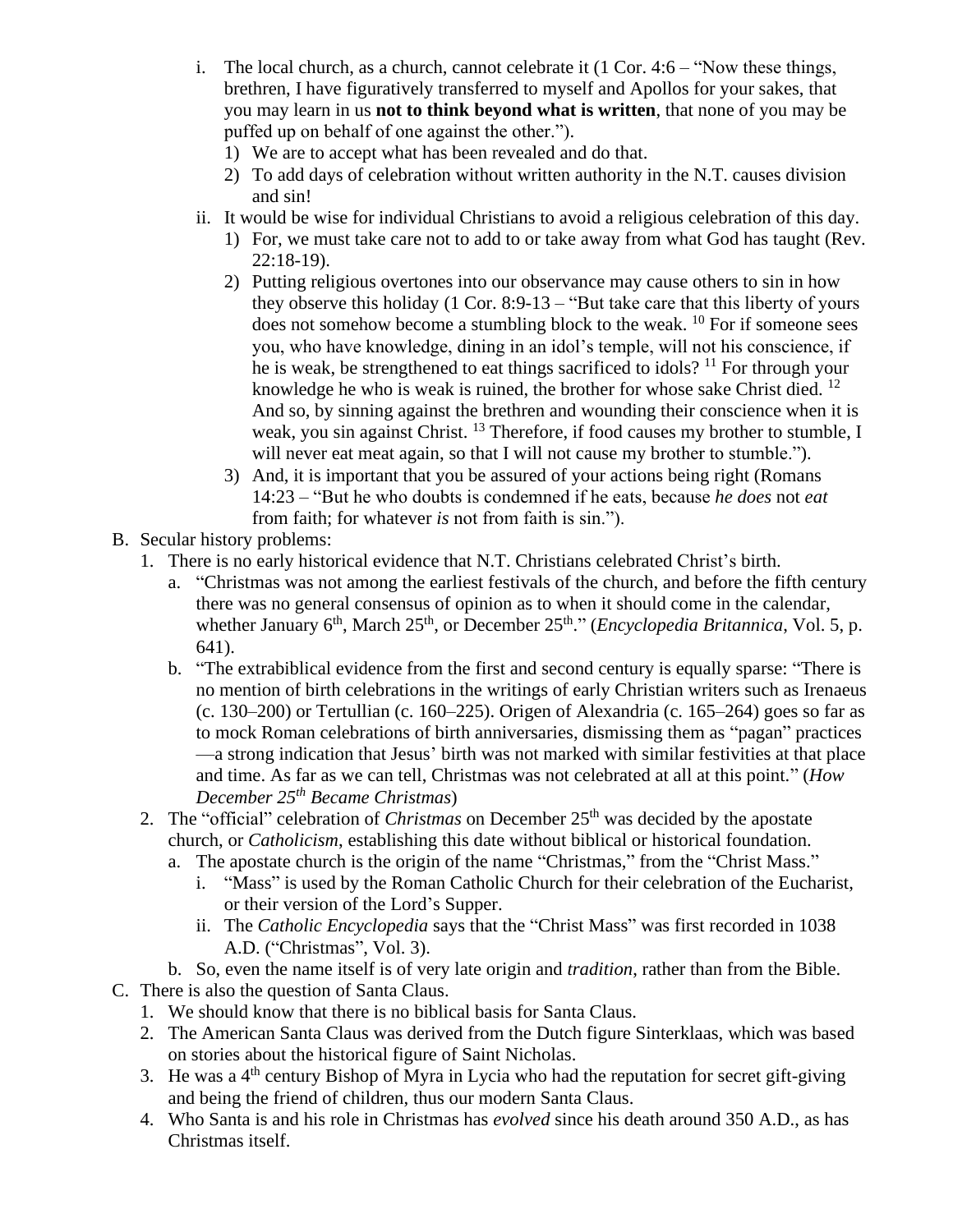i. The local church, as a church, cannot celebrate it (1 Cor. 4:6 – "Now these things, brethren, I have figuratively transferred to myself and Apollos for your sakes, that you may learn in us **not to think beyond what is written**, that none of you may be puffed up on behalf of one against the other.").
   1) We are to accept what has been revealed and do that.
   2) To add days of celebration without written authority in the N.T. causes division and sin!

ii. It would be wise for individual Christians to avoid a religious celebration of this day.
   1) For, we must take care not to add to or take away from what God has taught (Rev. 22:18-19).
   2) Putting religious overtones into our observance may cause others to sin in how they observe this holiday (1 Cor. 8:9-13 – "But take care that this liberty of yours does not somehow become a stumbling block to the weak. [10] For if someone sees you, who have knowledge, dining in an idol's temple, will not his conscience, if he is weak, be strengthened to eat things sacrificed to idols? [11] For through your knowledge he who is weak is ruined, the brother for whose sake Christ died. [12] And so, by sinning against the brethren and wounding their conscience when it is weak, you sin against Christ. [13] Therefore, if food causes my brother to stumble, I will never eat meat again, so that I will not cause my brother to stumble.").
   3) And, it is important that you be assured of your actions being right (Romans 14:23 – "But he who doubts is condemned if he eats, because *he does* not *eat* from faith; for whatever *is* not from faith is sin.").

B. Secular history problems:
   1. There is no early historical evidence that N.T. Christians celebrated Christ's birth.
      a. "Christmas was not among the earliest festivals of the church, and before the fifth century there was no general consensus of opinion as to when it should come in the calendar, whether January 6th, March 25th, or December 25th." (*Encyclopedia Britannica*, Vol. 5, p. 641).
      b. "The extrabiblical evidence from the first and second century is equally sparse: "There is no mention of birth celebrations in the writings of early Christian writers such as Irenaeus (c. 130–200) or Tertullian (c. 160–225). Origen of Alexandria (c. 165–264) goes so far as to mock Roman celebrations of birth anniversaries, dismissing them as "pagan" practices—a strong indication that Jesus' birth was not marked with similar festivities at that place and time. As far as we can tell, Christmas was not celebrated at all at this point." (*How December 25th Became Christmas*)
   2. The "official" celebration of *Christmas* on December 25th was decided by the apostate church, or *Catholicism*, establishing this date without biblical or historical foundation.
      a. The apostate church is the origin of the name "Christmas," from the "Christ Mass."
         i. "Mass" is used by the Roman Catholic Church for their celebration of the Eucharist, or their version of the Lord's Supper.
         ii. The *Catholic Encyclopedia* says that the "Christ Mass" was first recorded in 1038 A.D. ("Christmas", Vol. 3).
      b. So, even the name itself is of very late origin and *tradition*, rather than from the Bible.

C. There is also the question of Santa Claus.
   1. We should know that there is no biblical basis for Santa Claus.
   2. The American Santa Claus was derived from the Dutch figure Sinterklaas, which was based on stories about the historical figure of Saint Nicholas.
   3. He was a 4th century Bishop of Myra in Lycia who had the reputation for secret gift-giving and being the friend of children, thus our modern Santa Claus.
   4. Who Santa is and his role in Christmas has *evolved* since his death around 350 A.D., as has Christmas itself.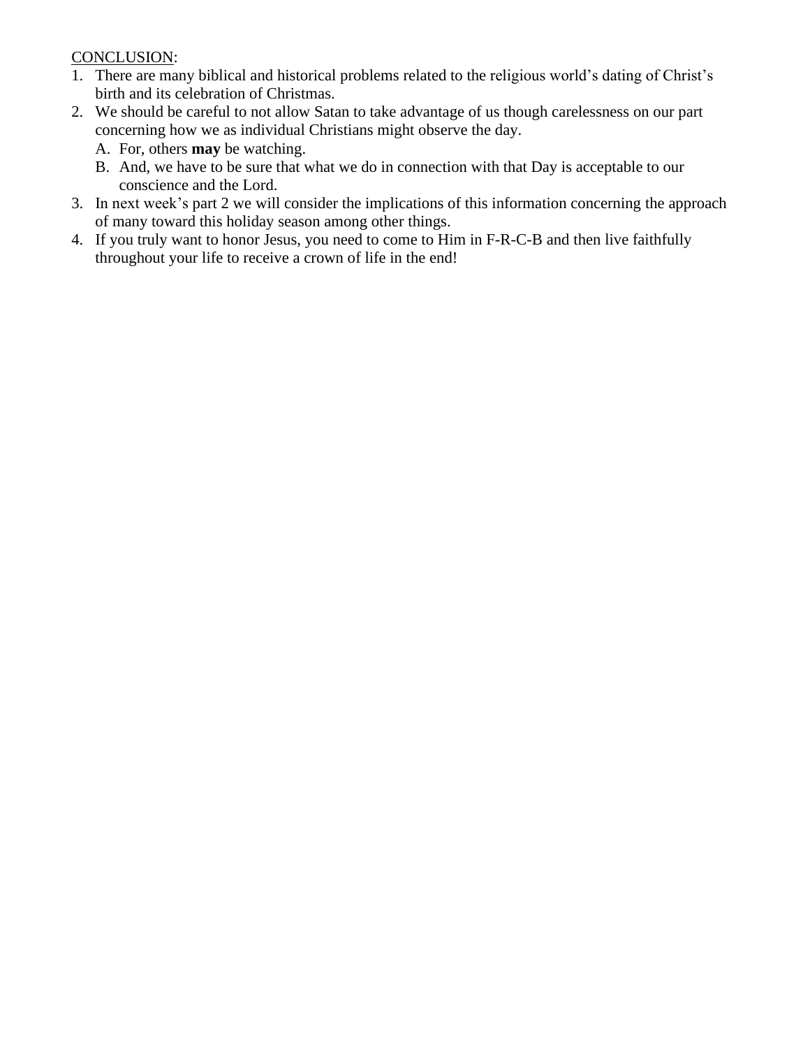<u>CONCLUSION</u>:

1. There are many biblical and historical problems related to the religious world's dating of Christ's birth and its celebration of Christmas.
2. We should be careful to not allow Satan to take advantage of us though carelessness on our part concerning how we as individual Christians might observe the day.
   - A. For, others **may** be watching.
   - B. And, we have to be sure that what we do in connection with that Day is acceptable to our conscience and the Lord.
3. In next week's part 2 we will consider the implications of this information concerning the approach of many toward this holiday season among other things.
4. If you truly want to honor Jesus, you need to come to Him in F-R-C-B and then live faithfully throughout your life to receive a crown of life in the end!